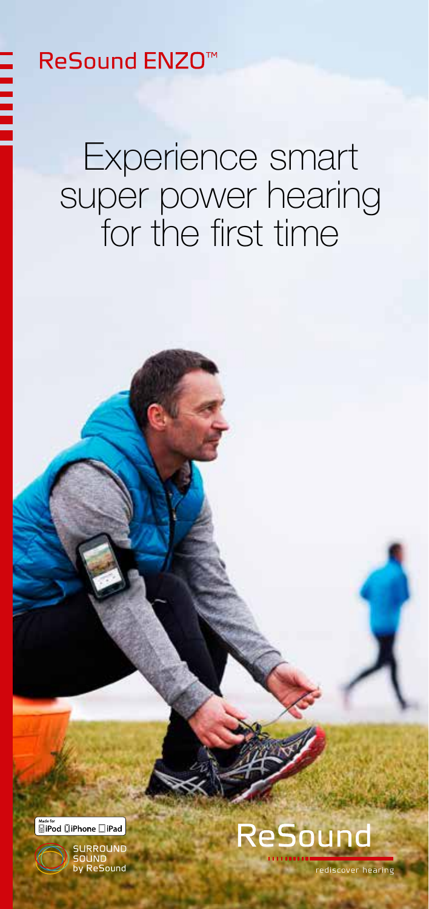ReSound ENZO™

# Experience smart super power hearing for the first time

Made for iPod iPhone iPad

SURROUND SOUND by ReSound

ReSound

rediscover hearing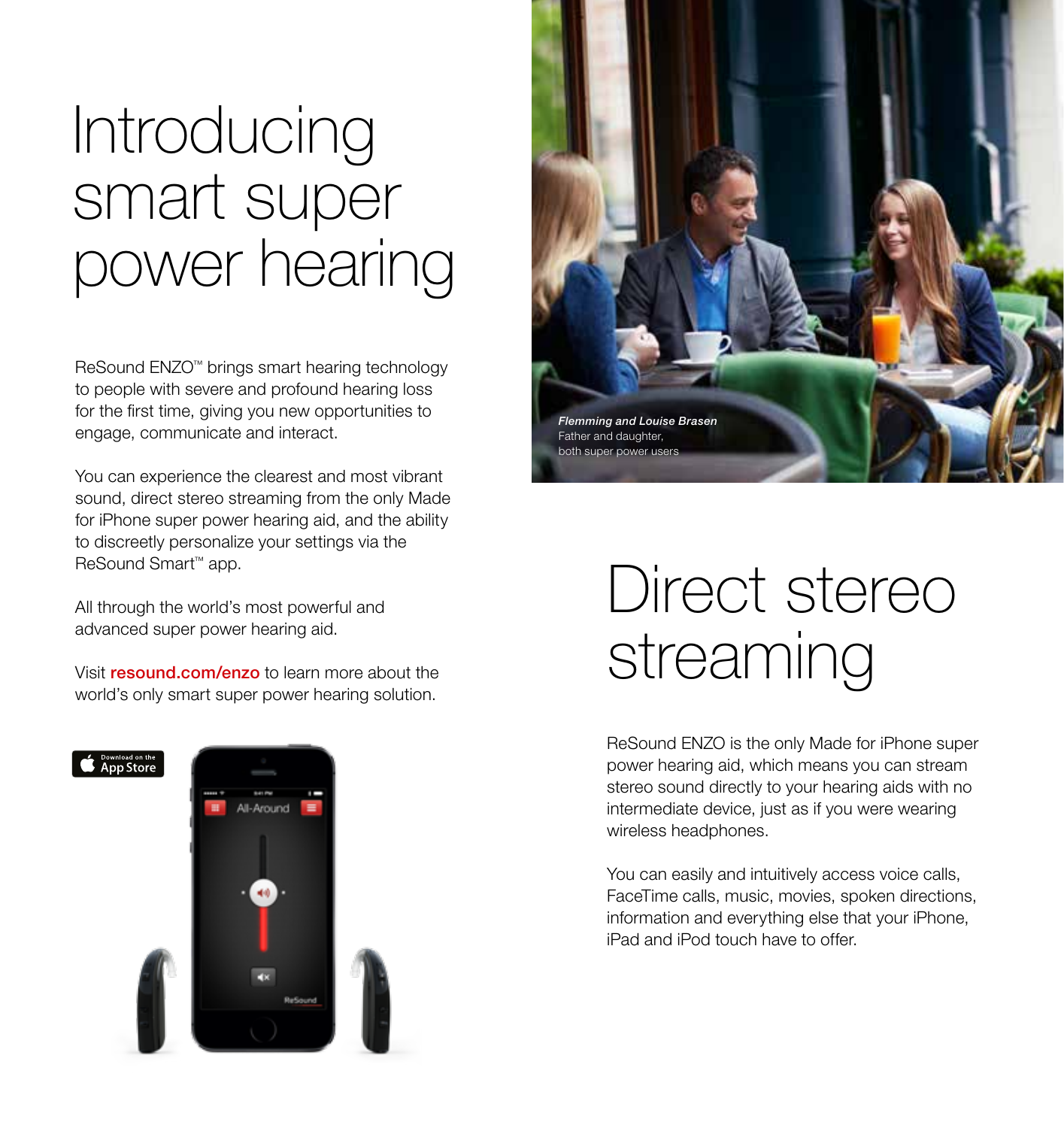# Introducing smart super power hearing

ReSound ENZO™ brings smart hearing technology to people with severe and profound hearing loss for the first time, giving you new opportunities to engage, communicate and interact.

You can experience the clearest and most vibrant sound, direct stereo streaming from the only Made for iPhone super power hearing aid, and the ability to discreetly personalize your settings via the ReSound Smart™ app.

All through the world's most powerful and advanced super power hearing aid.

Visit **resound.com/enzo** to learn more about the world's only smart super power hearing solution.

***Flemming and Louise Brasen***
Father and daughter,
both super power users

# Direct stereo streaming

ReSound ENZO is the only Made for iPhone super power hearing aid, which means you can stream stereo sound directly to your hearing aids with no intermediate device, just as if you were wearing wireless headphones.

You can easily and intuitively access voice calls, FaceTime calls, music, movies, spoken directions, information and everything else that your iPhone, iPad and iPod touch have to offer.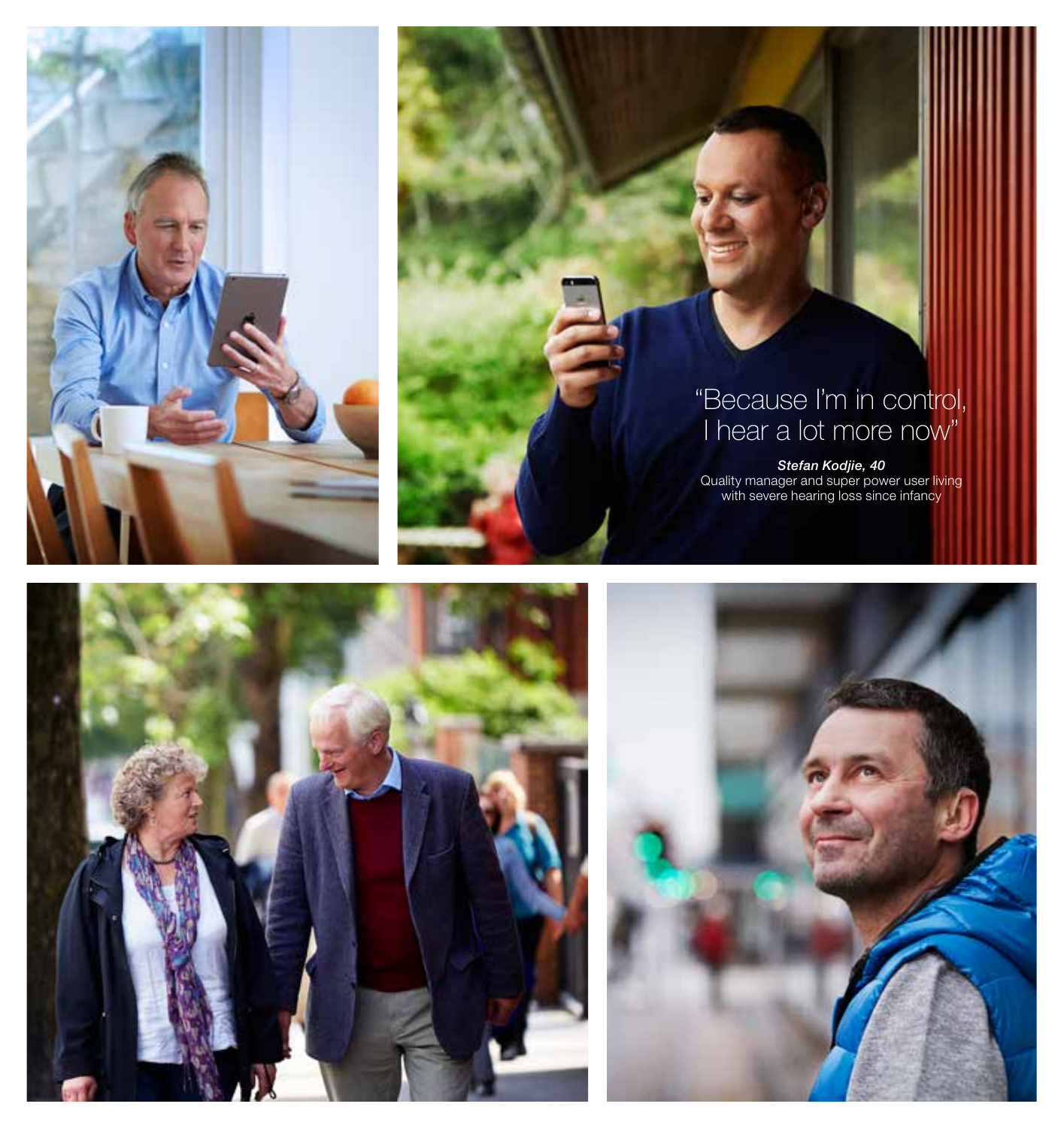"Because I'm in control,
I hear a lot more now"

***Stefan Kodjie, 40***
Quality manager and super power user living with severe hearing loss since infancy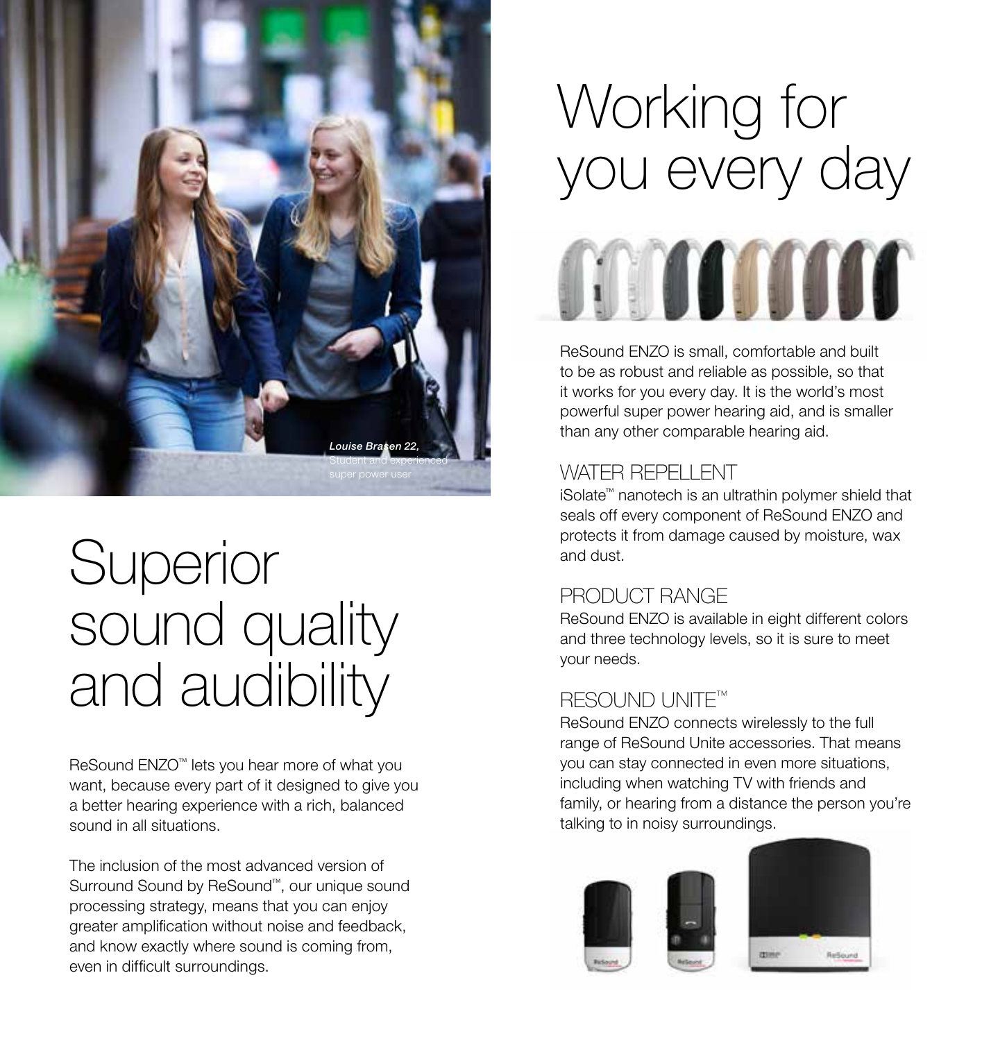*Louise Brasen 22,*
Student and experienced super power user

# Superior sound quality and audibility

ReSound ENZO™ lets you hear more of what you want, because every part of it designed to give you a better hearing experience with a rich, balanced sound in all situations.

The inclusion of the most advanced version of Surround Sound by ReSound™, our unique sound processing strategy, means that you can enjoy greater amplification without noise and feedback, and know exactly where sound is coming from, even in difficult surroundings.

# Working for you every day

ReSound ENZO is small, comfortable and built to be as robust and reliable as possible, so that it works for you every day. It is the world's most powerful super power hearing aid, and is smaller than any other comparable hearing aid.

## WATER REPELLENT

iSolate™ nanotech is an ultrathin polymer shield that seals off every component of ReSound ENZO and protects it from damage caused by moisture, wax and dust.

## PRODUCT RANGE

ReSound ENZO is available in eight different colors and three technology levels, so it is sure to meet your needs.

## RESOUND UNITE™

ReSound ENZO connects wirelessly to the full range of ReSound Unite accessories. That means you can stay connected in even more situations, including when watching TV with friends and family, or hearing from a distance the person you're talking to in noisy surroundings.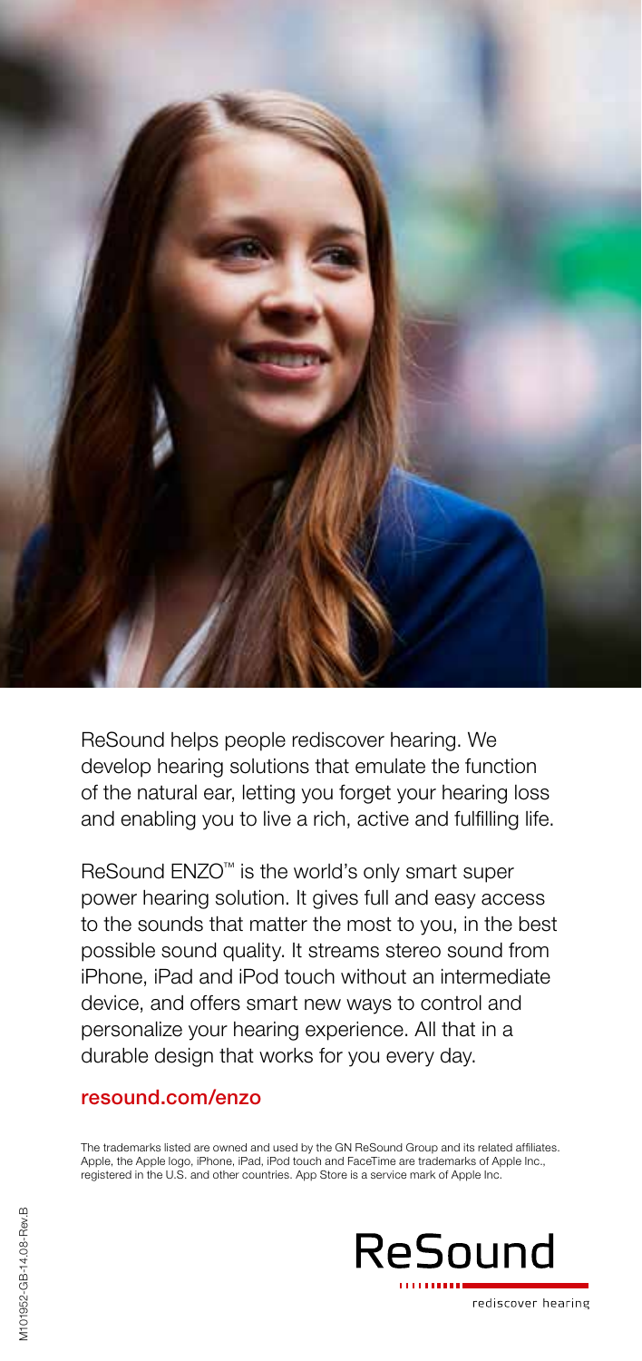ReSound helps people rediscover hearing. We develop hearing solutions that emulate the function of the natural ear, letting you forget your hearing loss and enabling you to live a rich, active and fulfilling life.

ReSound ENZO™ is the world's only smart super power hearing solution. It gives full and easy access to the sounds that matter the most to you, in the best possible sound quality. It streams stereo sound from iPhone, iPad and iPod touch without an intermediate device, and offers smart new ways to control and personalize your hearing experience. All that in a durable design that works for you every day.

**resound.com/enzo**

The trademarks listed are owned and used by the GN ReSound Group and its related affiliates. Apple, the Apple logo, iPhone, iPad, iPod touch and FaceTime are trademarks of Apple Inc., registered in the U.S. and other countries. App Store is a service mark of Apple Inc.

M101952-GB-14.08-Rev.B

ReSound

rediscover hearing